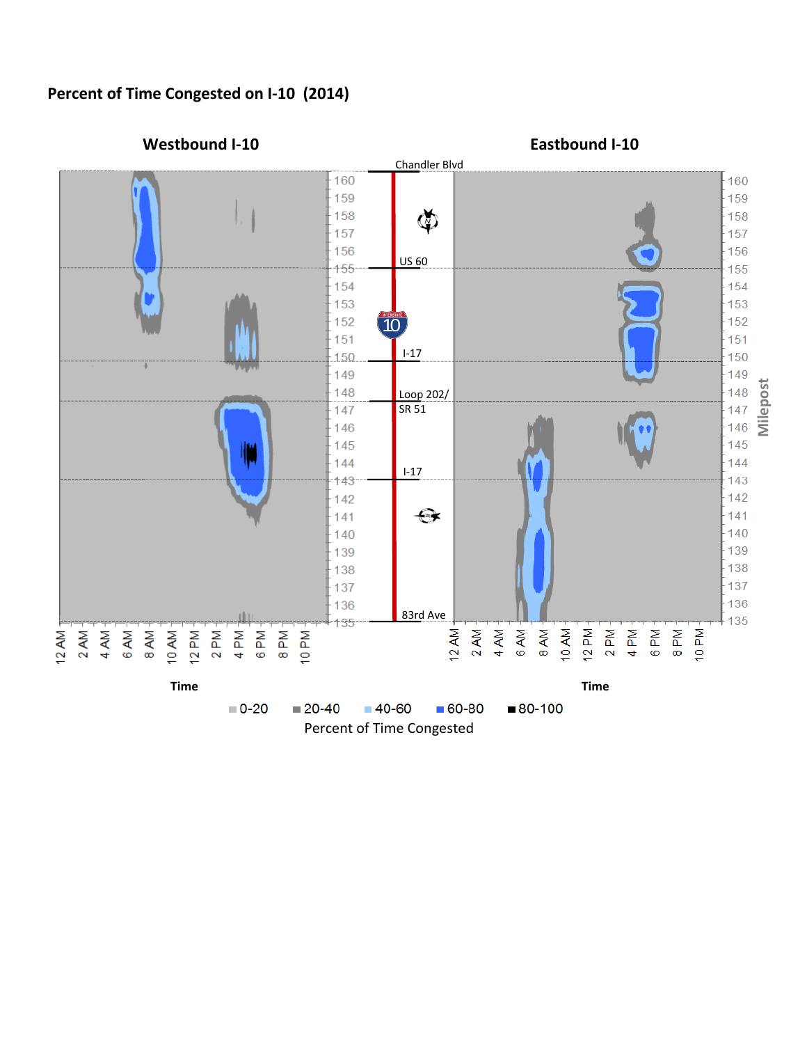**Percent of Time Congested on I-10 (2014)**

**Westbound I-10** | **Eastbound I-10**

Chandler Blvd

US 60

I-17

Loop 202/ SR 51

I-17

83rd Ave

Milepost: 160, 159, 158, 157, 156, 155, 154, 153, 152, 151, 150, 149, 148, 147, 146, 145, 144, 143, 142, 141, 140, 139, 138, 137, 136, 135

Time: 12 AM, 2 AM, 4 AM, 6 AM, 8 AM, 10 AM, 12 PM, 2 PM, 4 PM, 6 PM, 8 PM, 10 PM

Percent of Time Congested: 0-20, 20-40, 40-60, 60-80, 80-100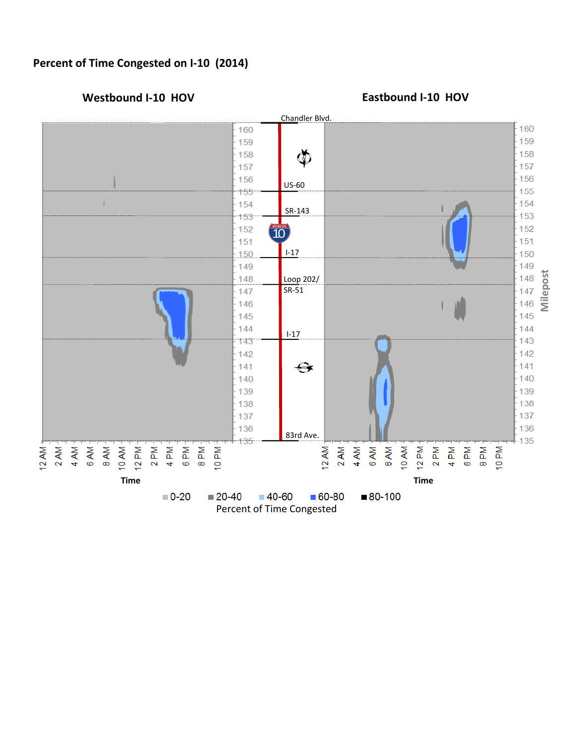# Percent of Time Congested on I-10 (2014)

**Westbound I-10 HOV**

**Eastbound I-10 HOV**

Chandler Blvd.

US-60

SR-143

I-17

Loop 202/ SR-51

I-17

83rd Ave.

Milepost: 135, 136, 137, 138, 139, 140, 141, 142, 143, 144, 145, 146, 147, 148, 149, 150, 151, 152, 153, 154, 155, 156, 157, 158, 159, 160

Time: 12 AM, 2 AM, 4 AM, 6 AM, 8 AM, 10 AM, 12 PM, 2 PM, 4 PM, 6 PM, 8 PM, 10 PM

Percent of Time Congested: 0-20, 20-40, 40-60, 60-80, 80-100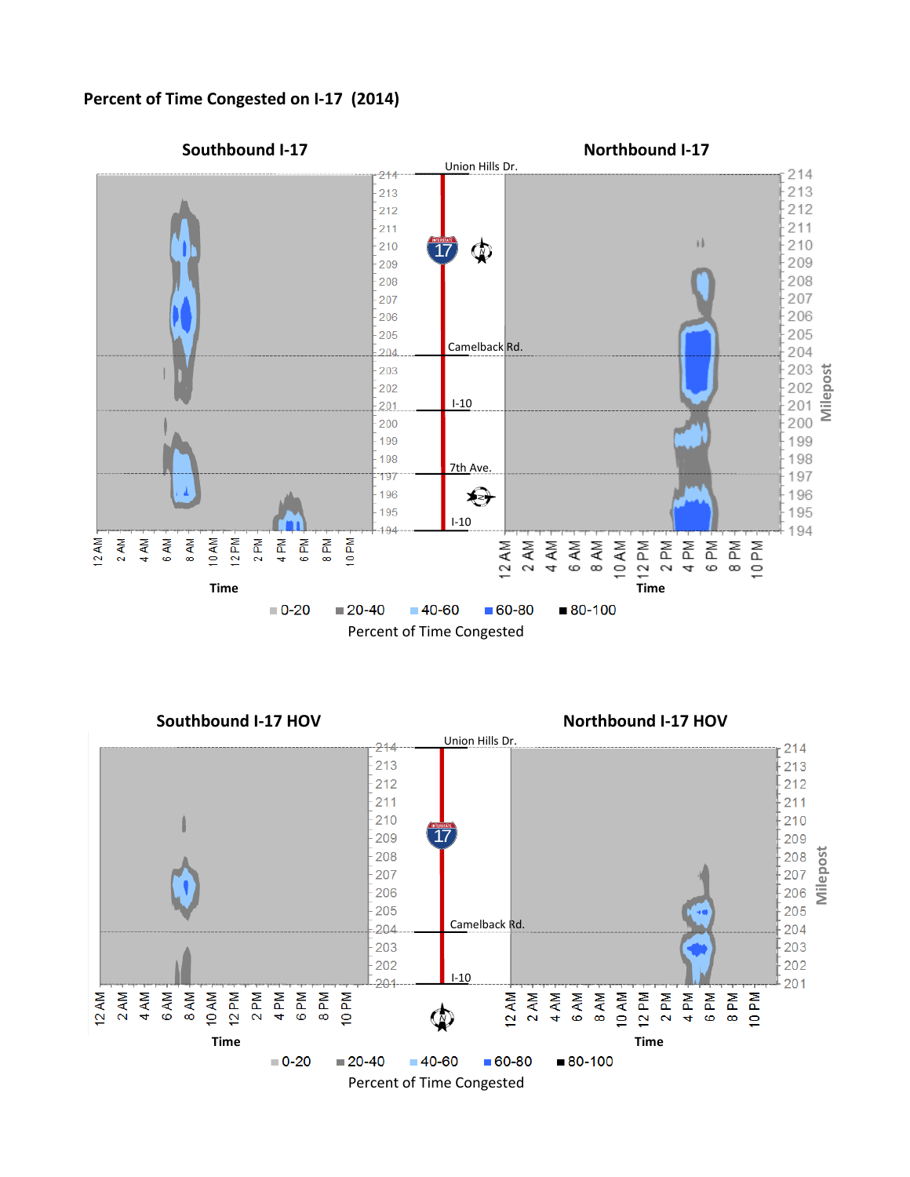**Percent of Time Congested on I-17 (2014)**

**Southbound I-17**

**Northbound I-17**

Union Hills Dr.

Camelback Rd.

I-10

7th Ave.

I-10

Milepost: 194–214

Time: 12 AM, 2 AM, 4 AM, 6 AM, 8 AM, 10 AM, 12 PM, 2 PM, 4 PM, 6 PM, 8 PM, 10 PM

0-20 | 20-40 | 40-60 | 60-80 | 80-100

Percent of Time Congested

**Southbound I-17 HOV**

**Northbound I-17 HOV**

Union Hills Dr.

Camelback Rd.

I-10

Milepost: 201–214

Time: 12 AM, 2 AM, 4 AM, 6 AM, 8 AM, 10 AM, 12 PM, 2 PM, 4 PM, 6 PM, 8 PM, 10 PM

0-20 | 20-40 | 40-60 | 60-80 | 80-100

Percent of Time Congested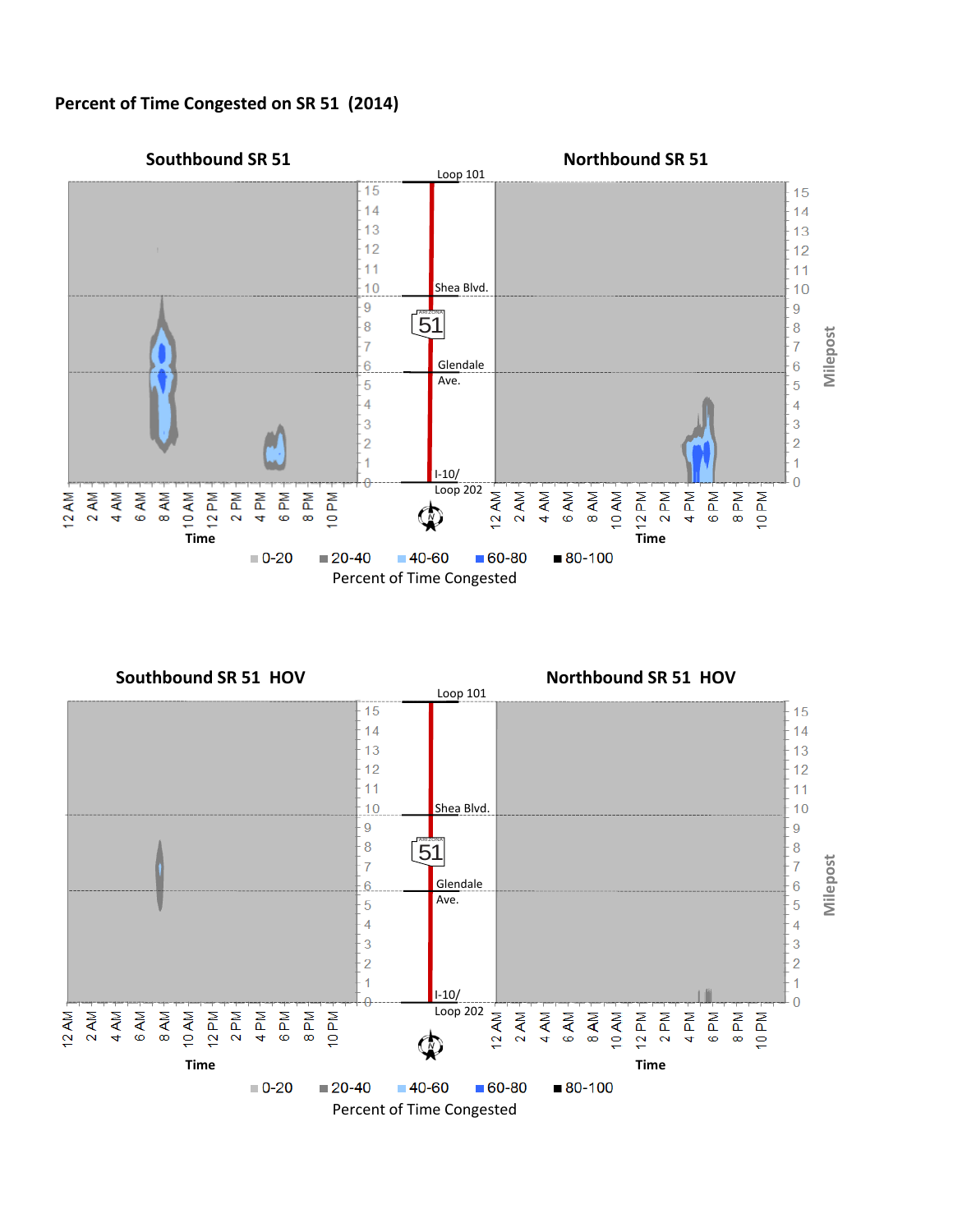**Percent of Time Congested on SR 51 (2014)**

**Southbound SR 51** | **Northbound SR 51**

Loop 101

Shea Blvd.

Glendale Ave.

I-10/ Loop 202

Milepost: 0 1 2 3 4 5 6 7 8 9 10 11 12 13 14 15

Time: 12 AM, 2 AM, 4 AM, 6 AM, 8 AM, 10 AM, 12 PM, 2 PM, 4 PM, 6 PM, 8 PM, 10 PM

0-20 | 20-40 | 40-60 | 60-80 | 80-100

Percent of Time Congested

**Southbound SR 51 HOV** | **Northbound SR 51 HOV**

Loop 101

Shea Blvd.

Glendale Ave.

I-10/ Loop 202

Milepost: 0 1 2 3 4 5 6 7 8 9 10 11 12 13 14 15

Time: 12 AM, 2 AM, 4 AM, 6 AM, 8 AM, 10 AM, 12 PM, 2 PM, 4 PM, 6 PM, 8 PM, 10 PM

0-20 | 20-40 | 40-60 | 60-80 | 80-100

Percent of Time Congested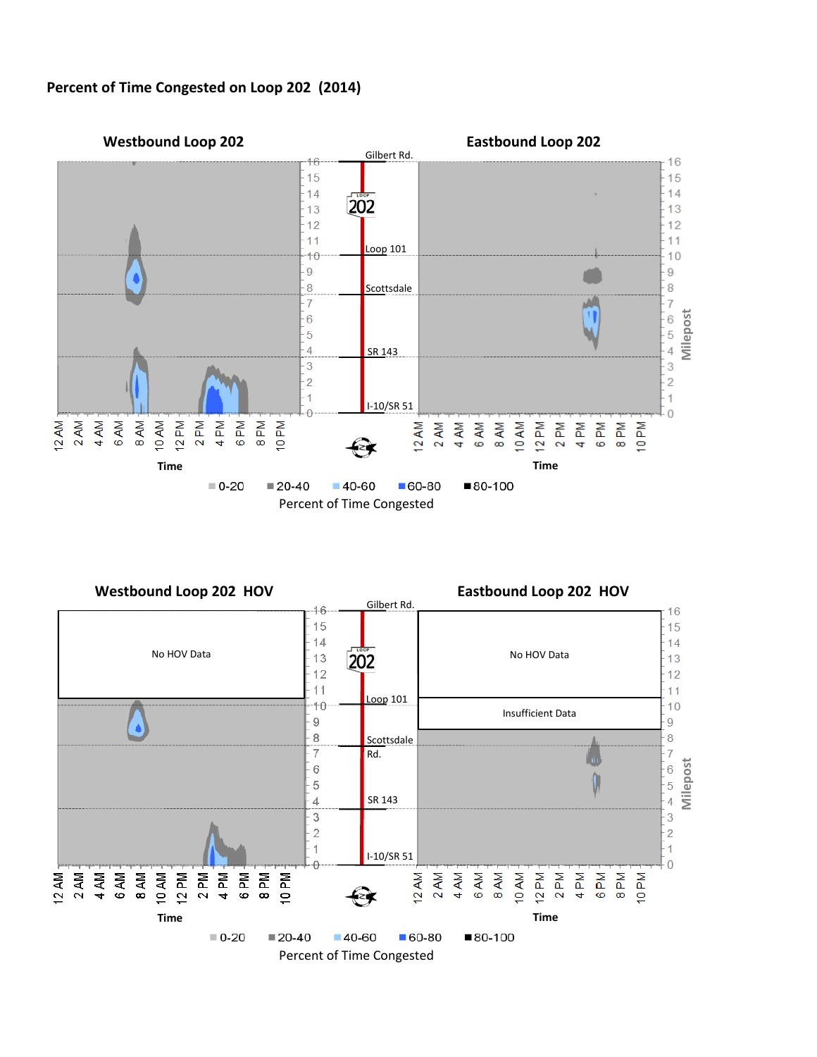**Percent of Time Congested on Loop 202 (2014)**

**Westbound Loop 202**

**Eastbound Loop 202**

Gilbert Rd.

Loop 101

Scottsdale

SR 143

I-10/SR 51

Milepost: 0, 1, 2, 3, 4, 5, 6, 7, 8, 9, 10, 11, 12, 13, 14, 15, 16

Time: 12 AM, 2 AM, 4 AM, 6 AM, 8 AM, 10 AM, 12 PM, 2 PM, 4 PM, 6 PM, 8 PM, 10 PM

0-20 | 20-40 | 40-60 | 60-80 | 80-100

Percent of Time Congested

**Westbound Loop 202 HOV**

**Eastbound Loop 202 HOV**

No HOV Data

No HOV Data

Insufficient Data

Gilbert Rd.

Loop 101

Scottsdale Rd.

SR 143

I-10/SR 51

Milepost: 0, 1, 2, 3, 4, 5, 6, 7, 8, 9, 10, 11, 12, 13, 14, 15, 16

Time: 12 AM, 2 AM, 4 AM, 6 AM, 8 AM, 10 AM, 12 PM, 2 PM, 4 PM, 6 PM, 8 PM, 10 PM

0-20 | 20-40 | 40-60 | 60-80 | 80-100

Percent of Time Congested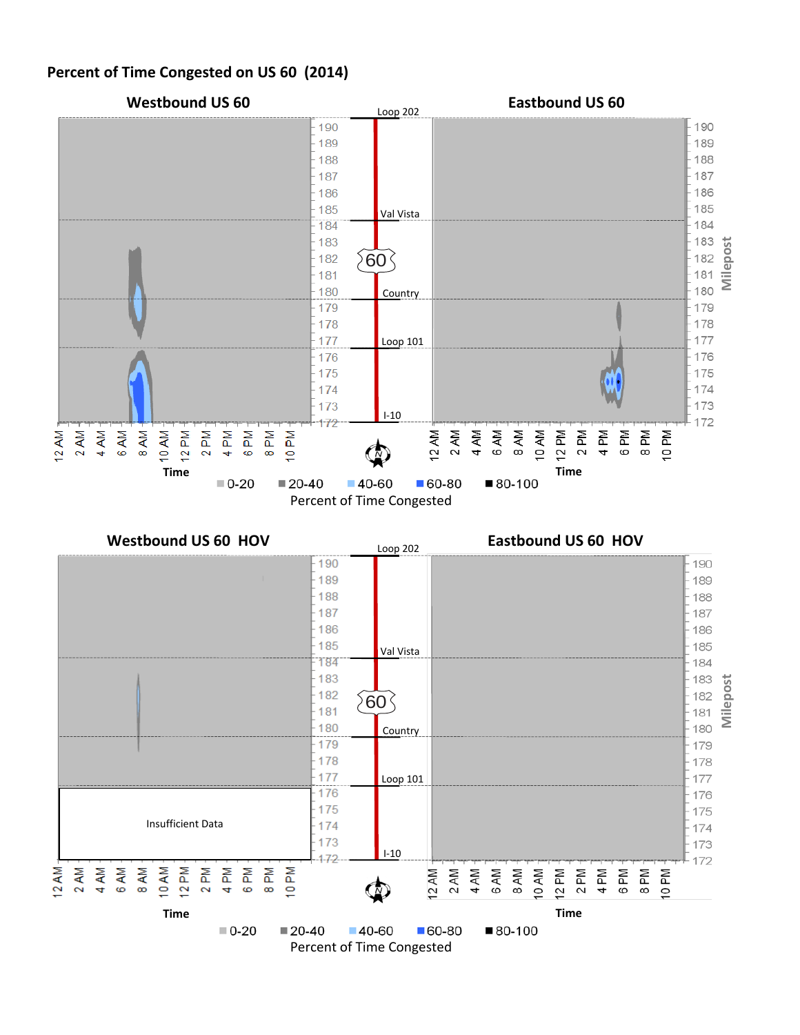## Percent of Time Congested on US 60 (2014)

### Westbound US 60

### Eastbound US 60

Loop 202 — Val Vista — Country — Loop 101 — I-10

Milepost: 190, 189, 188, 187, 186, 185, 184, 183, 182, 181, 180, 179, 178, 177, 176, 175, 174, 173, 172

Time: 12 AM, 2 AM, 4 AM, 6 AM, 8 AM, 10 AM, 12 PM, 2 PM, 4 PM, 6 PM, 8 PM, 10 PM

Percent of Time Congested: 0-20, 20-40, 40-60, 60-80, 80-100

### Westbound US 60 HOV

Insufficient Data

### Eastbound US 60 HOV

Loop 202 — Val Vista — Country — Loop 101 — I-10

Milepost: 190, 189, 188, 187, 186, 185, 184, 183, 182, 181, 180, 179, 178, 177, 176, 175, 174, 173, 172

Time: 12 AM, 2 AM, 4 AM, 6 AM, 8 AM, 10 AM, 12 PM, 2 PM, 4 PM, 6 PM, 8 PM, 10 PM

Percent of Time Congested: 0-20, 20-40, 40-60, 60-80, 80-100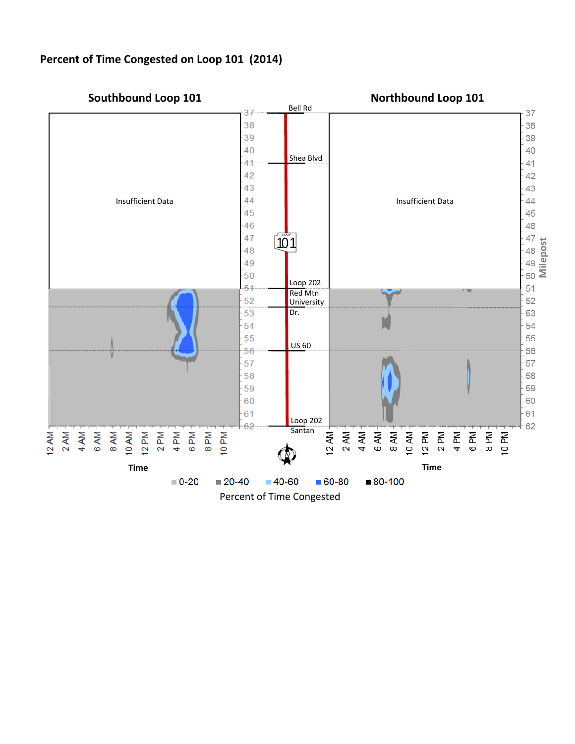**Percent of Time Congested on Loop 101 (2014)**

**Southbound Loop 101**

**Northbound Loop 101**

Insufficient Data

Insufficient Data

Bell Rd

Shea Blvd

Loop 202

Red Mtn

University Dr.

US 60

Loop 202 Santan

Milepost: 37, 38, 39, 40, 41, 42, 43, 44, 45, 46, 47, 48, 49, 50, 51, 52, 53, 54, 55, 56, 57, 58, 59, 60, 61, 62

Time: 12 AM, 2 AM, 4 AM, 6 AM, 8 AM, 10 AM, 12 PM, 2 PM, 4 PM, 6 PM, 8 PM, 10 PM

Percent of Time Congested: 0-20, 20-40, 40-60, 60-80, 80-100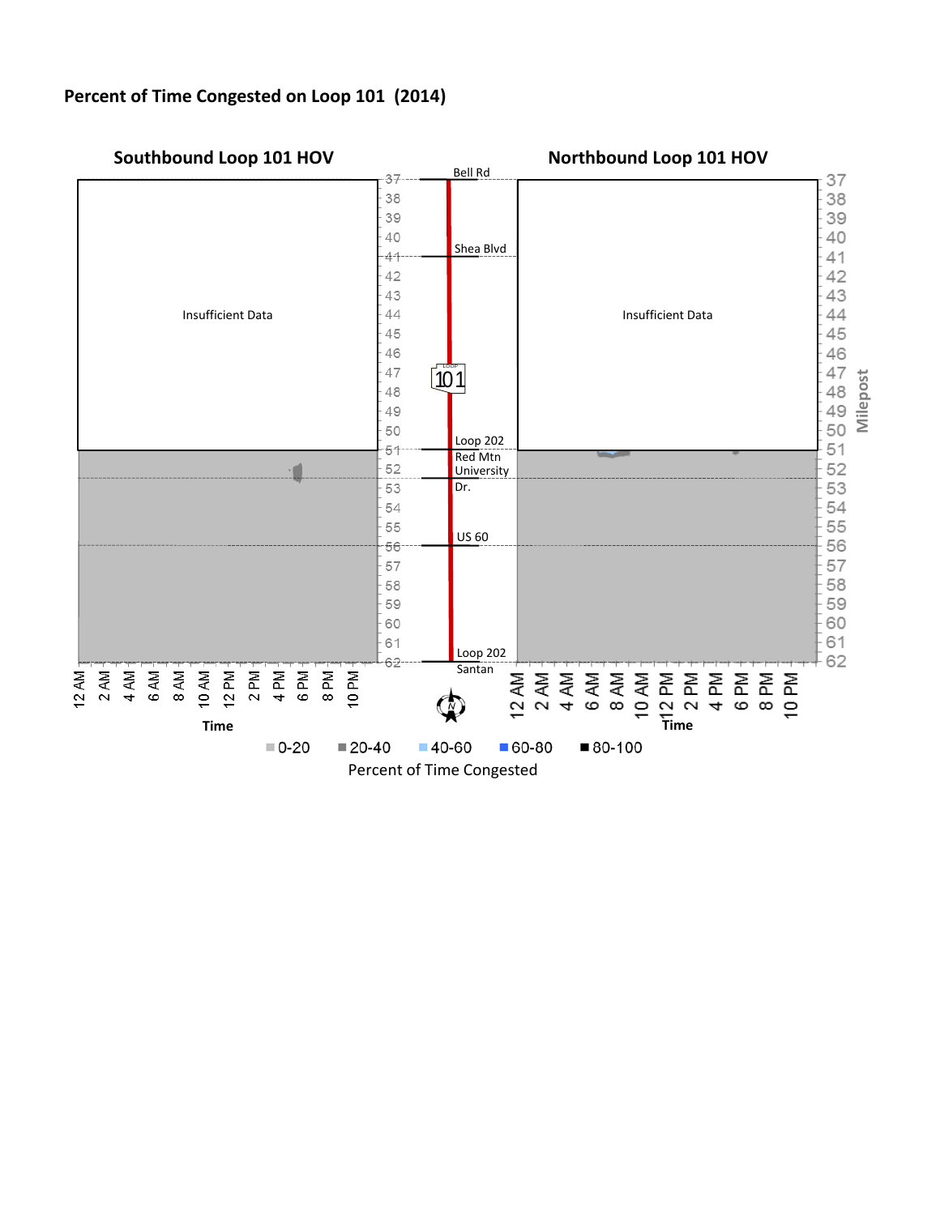**Percent of Time Congested on Loop 101 (2014)**

**Southbound Loop 101 HOV**

Insufficient Data

**Northbound Loop 101 HOV**

Insufficient Data

Bell Rd
Shea Blvd
Loop 202
Red Mtn
University Dr.
US 60
Loop 202 Santan

Milepost: 37, 38, 39, 40, 41, 42, 43, 44, 45, 46, 47, 48, 49, 50, 51, 52, 53, 54, 55, 56, 57, 58, 59, 60, 61, 62

Time: 12 AM, 2 AM, 4 AM, 6 AM, 8 AM, 10 AM, 12 PM, 2 PM, 4 PM, 6 PM, 8 PM, 10 PM

Percent of Time Congested: 0-20, 20-40, 40-60, 60-80, 80-100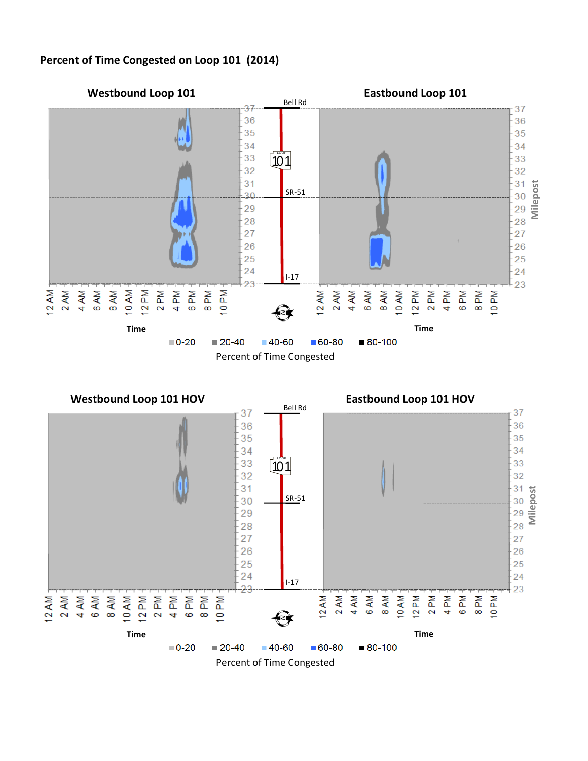**Percent of Time Congested on Loop 101 (2014)**

Westbound Loop 101

Eastbound Loop 101

37
36
35
34
33
32
31
30
29
28
27
26
25
24
23

Bell Rd

101

SR-51

I-17

Milepost

12 AM
2 AM
4 AM
6 AM
8 AM
10 AM
12 PM
2 PM
4 PM
6 PM
8 PM
10 PM

Time

0-20 20-40 40-60 60-80 80-100

Percent of Time Congested

Westbound Loop 101 HOV

Eastbound Loop 101 HOV

37
36
35
34
33
32
31
30
29
28
27
26
25
24
23

Bell Rd

101

SR-51

I-17

Milepost

12 AM
2 AM
4 AM
6 AM
8 AM
10 AM
12 PM
2 PM
4 PM
6 PM
8 PM
10 PM

Time

0-20 20-40 40-60 60-80 80-100

Percent of Time Congested